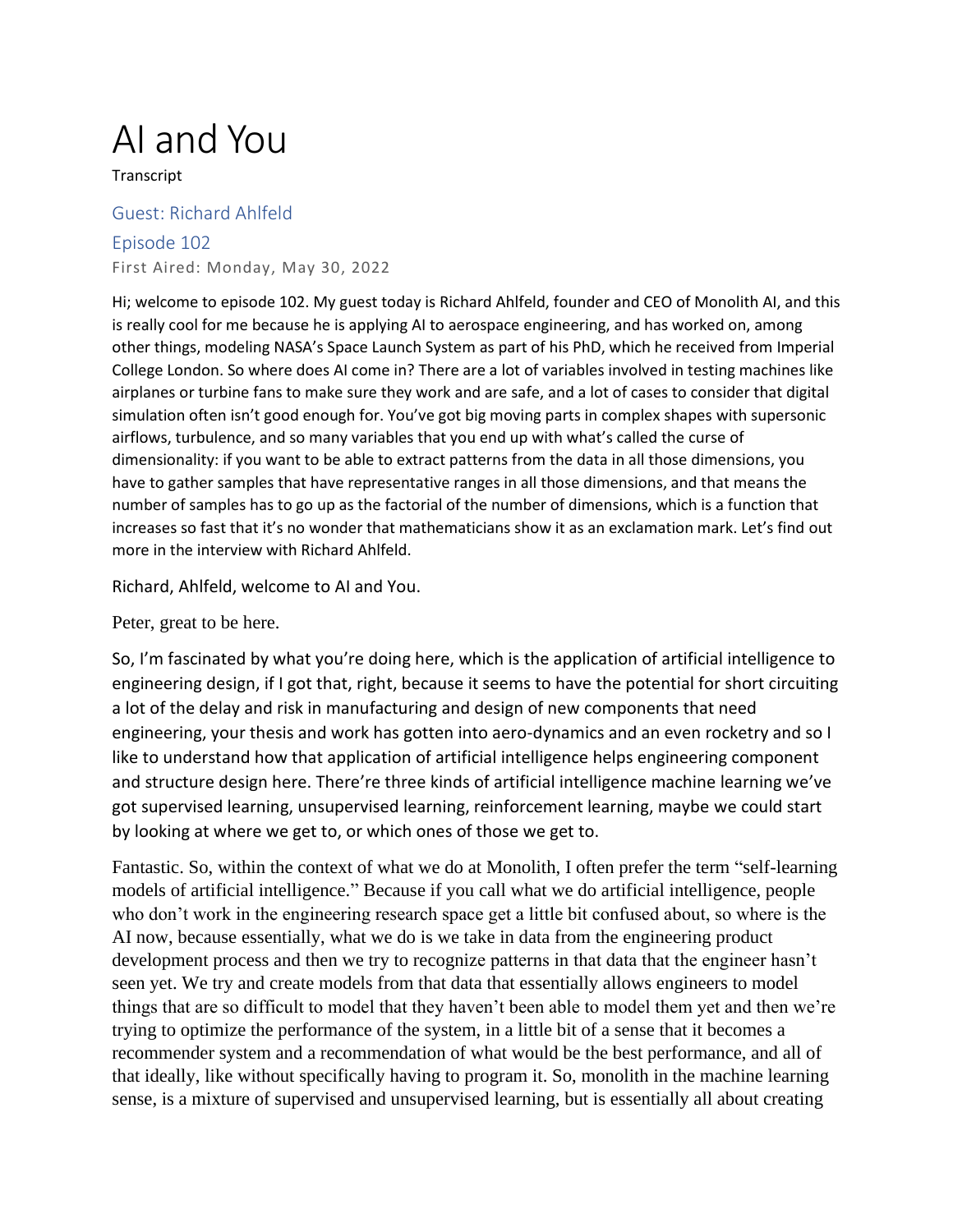# AI and You

Transcript

## Guest: Richard Ahlfeld

## Episode 102

First Aired: Monday, May 30, 2022

Hi; welcome to episode 102. My guest today is Richard Ahlfeld, founder and CEO of Monolith AI, and this is really cool for me because he is applying AI to aerospace engineering, and has worked on, among other things, modeling NASA's Space Launch System as part of his PhD, which he received from Imperial College London. So where does AI come in? There are a lot of variables involved in testing machines like airplanes or turbine fans to make sure they work and are safe, and a lot of cases to consider that digital simulation often isn't good enough for. You've got big moving parts in complex shapes with supersonic airflows, turbulence, and so many variables that you end up with what's called the curse of dimensionality: if you want to be able to extract patterns from the data in all those dimensions, you have to gather samples that have representative ranges in all those dimensions, and that means the number of samples has to go up as the factorial of the number of dimensions, which is a function that increases so fast that it's no wonder that mathematicians show it as an exclamation mark. Let's find out more in the interview with Richard Ahlfeld.

Richard, Ahlfeld, welcome to AI and You.

Peter, great to be here.

So, I'm fascinated by what you're doing here, which is the application of artificial intelligence to engineering design, if I got that, right, because it seems to have the potential for short circuiting a lot of the delay and risk in manufacturing and design of new components that need engineering, your thesis and work has gotten into aero-dynamics and an even rocketry and so I like to understand how that application of artificial intelligence helps engineering component and structure design here. There're three kinds of artificial intelligence machine learning we've got supervised learning, unsupervised learning, reinforcement learning, maybe we could start by looking at where we get to, or which ones of those we get to.

Fantastic. So, within the context of what we do at Monolith, I often prefer the term "self-learning models of artificial intelligence." Because if you call what we do artificial intelligence, people who don't work in the engineering research space get a little bit confused about, so where is the AI now, because essentially, what we do is we take in data from the engineering product development process and then we try to recognize patterns in that data that the engineer hasn't seen yet. We try and create models from that data that essentially allows engineers to model things that are so difficult to model that they haven't been able to model them yet and then we're trying to optimize the performance of the system, in a little bit of a sense that it becomes a recommender system and a recommendation of what would be the best performance, and all of that ideally, like without specifically having to program it. So, monolith in the machine learning sense, is a mixture of supervised and unsupervised learning, but is essentially all about creating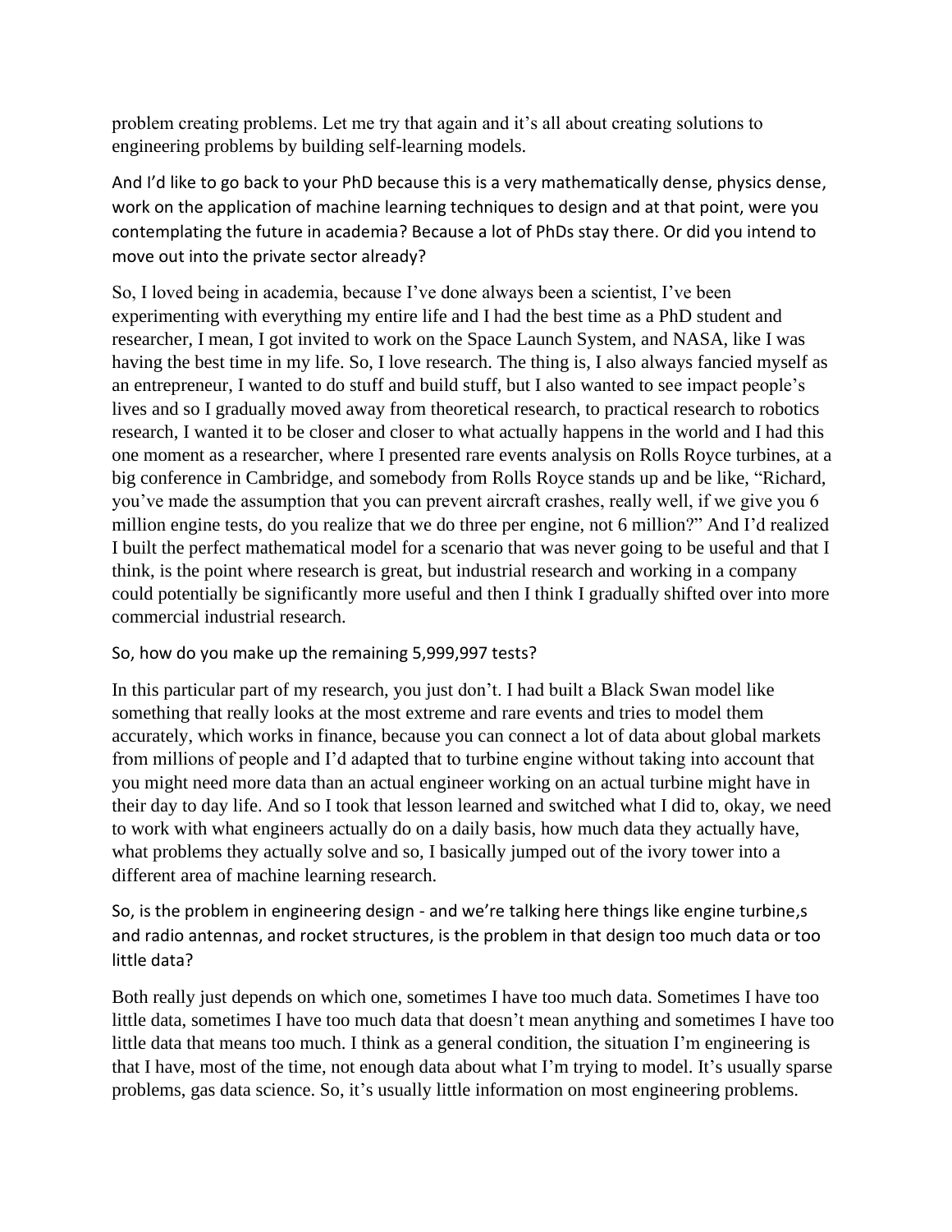problem creating problems. Let me try that again and it's all about creating solutions to engineering problems by building self-learning models.

And I'd like to go back to your PhD because this is a very mathematically dense, physics dense, work on the application of machine learning techniques to design and at that point, were you contemplating the future in academia? Because a lot of PhDs stay there. Or did you intend to move out into the private sector already?

So, I loved being in academia, because I've done always been a scientist, I've been experimenting with everything my entire life and I had the best time as a PhD student and researcher, I mean, I got invited to work on the Space Launch System, and NASA, like I was having the best time in my life. So, I love research. The thing is, I also always fancied myself as an entrepreneur, I wanted to do stuff and build stuff, but I also wanted to see impact people's lives and so I gradually moved away from theoretical research, to practical research to robotics research, I wanted it to be closer and closer to what actually happens in the world and I had this one moment as a researcher, where I presented rare events analysis on Rolls Royce turbines, at a big conference in Cambridge, and somebody from Rolls Royce stands up and be like, "Richard, you've made the assumption that you can prevent aircraft crashes, really well, if we give you 6 million engine tests, do you realize that we do three per engine, not 6 million?" And I'd realized I built the perfect mathematical model for a scenario that was never going to be useful and that I think, is the point where research is great, but industrial research and working in a company could potentially be significantly more useful and then I think I gradually shifted over into more commercial industrial research.

So, how do you make up the remaining 5,999,997 tests?

In this particular part of my research, you just don't. I had built a Black Swan model like something that really looks at the most extreme and rare events and tries to model them accurately, which works in finance, because you can connect a lot of data about global markets from millions of people and I'd adapted that to turbine engine without taking into account that you might need more data than an actual engineer working on an actual turbine might have in their day to day life. And so I took that lesson learned and switched what I did to, okay, we need to work with what engineers actually do on a daily basis, how much data they actually have, what problems they actually solve and so, I basically jumped out of the ivory tower into a different area of machine learning research.

So, is the problem in engineering design - and we're talking here things like engine turbine,s and radio antennas, and rocket structures, is the problem in that design too much data or too little data?

Both really just depends on which one, sometimes I have too much data. Sometimes I have too little data, sometimes I have too much data that doesn't mean anything and sometimes I have too little data that means too much. I think as a general condition, the situation I'm engineering is that I have, most of the time, not enough data about what I'm trying to model. It's usually sparse problems, gas data science. So, it's usually little information on most engineering problems.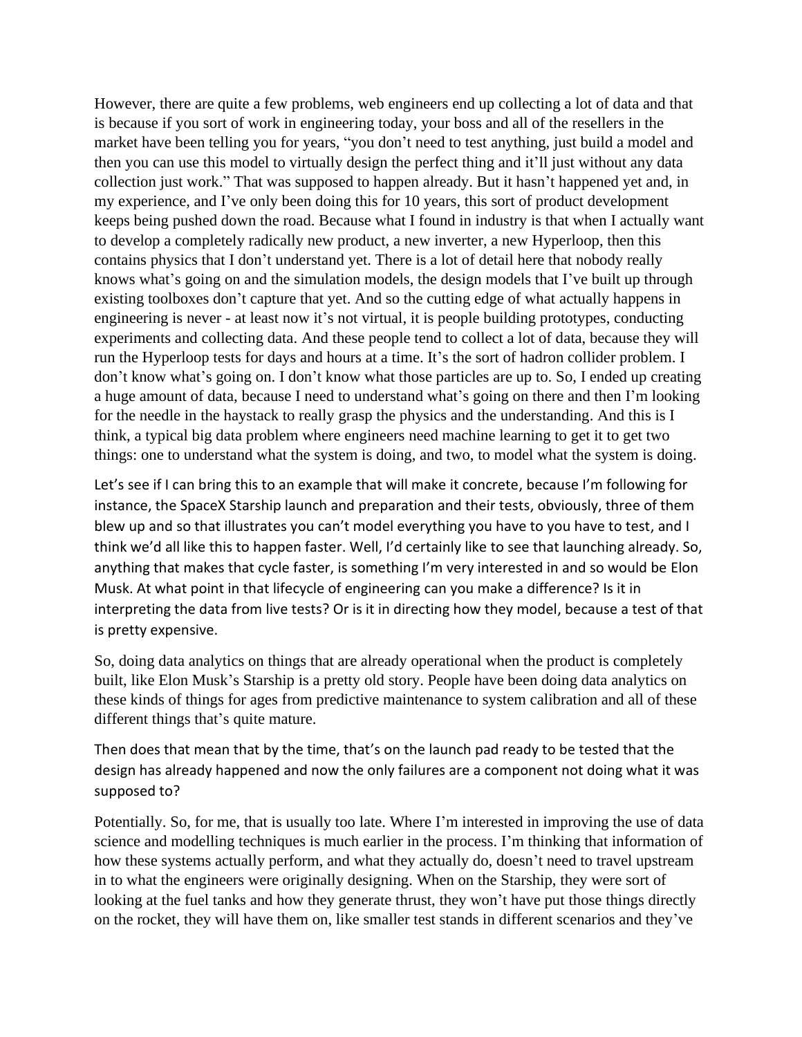However, there are quite a few problems, web engineers end up collecting a lot of data and that is because if you sort of work in engineering today, your boss and all of the resellers in the market have been telling you for years, "you don't need to test anything, just build a model and then you can use this model to virtually design the perfect thing and it'll just without any data collection just work." That was supposed to happen already. But it hasn't happened yet and, in my experience, and I've only been doing this for 10 years, this sort of product development keeps being pushed down the road. Because what I found in industry is that when I actually want to develop a completely radically new product, a new inverter, a new Hyperloop, then this contains physics that I don't understand yet. There is a lot of detail here that nobody really knows what's going on and the simulation models, the design models that I've built up through existing toolboxes don't capture that yet. And so the cutting edge of what actually happens in engineering is never - at least now it's not virtual, it is people building prototypes, conducting experiments and collecting data. And these people tend to collect a lot of data, because they will run the Hyperloop tests for days and hours at a time. It's the sort of hadron collider problem. I don't know what's going on. I don't know what those particles are up to. So, I ended up creating a huge amount of data, because I need to understand what's going on there and then I'm looking for the needle in the haystack to really grasp the physics and the understanding. And this is I think, a typical big data problem where engineers need machine learning to get it to get two things: one to understand what the system is doing, and two, to model what the system is doing.

Let's see if I can bring this to an example that will make it concrete, because I'm following for instance, the SpaceX Starship launch and preparation and their tests, obviously, three of them blew up and so that illustrates you can't model everything you have to you have to test, and I think we'd all like this to happen faster. Well, I'd certainly like to see that launching already. So, anything that makes that cycle faster, is something I'm very interested in and so would be Elon Musk. At what point in that lifecycle of engineering can you make a difference? Is it in interpreting the data from live tests? Or is it in directing how they model, because a test of that is pretty expensive.

So, doing data analytics on things that are already operational when the product is completely built, like Elon Musk's Starship is a pretty old story. People have been doing data analytics on these kinds of things for ages from predictive maintenance to system calibration and all of these different things that's quite mature.

Then does that mean that by the time, that's on the launch pad ready to be tested that the design has already happened and now the only failures are a component not doing what it was supposed to?

Potentially. So, for me, that is usually too late. Where I'm interested in improving the use of data science and modelling techniques is much earlier in the process. I'm thinking that information of how these systems actually perform, and what they actually do, doesn't need to travel upstream in to what the engineers were originally designing. When on the Starship, they were sort of looking at the fuel tanks and how they generate thrust, they won't have put those things directly on the rocket, they will have them on, like smaller test stands in different scenarios and they've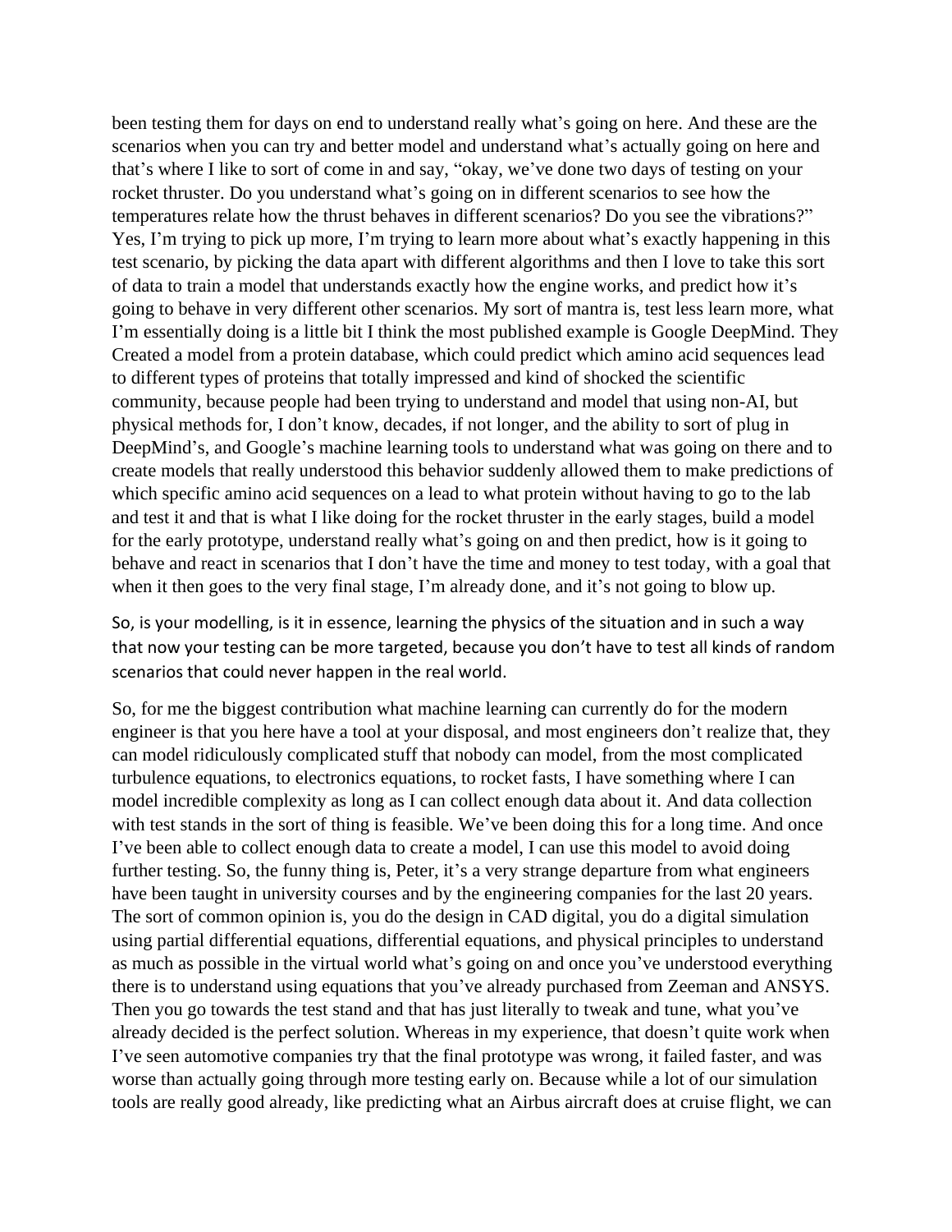been testing them for days on end to understand really what's going on here. And these are the scenarios when you can try and better model and understand what's actually going on here and that's where I like to sort of come in and say, "okay, we've done two days of testing on your rocket thruster. Do you understand what's going on in different scenarios to see how the temperatures relate how the thrust behaves in different scenarios? Do you see the vibrations?" Yes, I'm trying to pick up more, I'm trying to learn more about what's exactly happening in this test scenario, by picking the data apart with different algorithms and then I love to take this sort of data to train a model that understands exactly how the engine works, and predict how it's going to behave in very different other scenarios. My sort of mantra is, test less learn more, what I'm essentially doing is a little bit I think the most published example is Google DeepMind. They Created a model from a protein database, which could predict which amino acid sequences lead to different types of proteins that totally impressed and kind of shocked the scientific community, because people had been trying to understand and model that using non-AI, but physical methods for, I don't know, decades, if not longer, and the ability to sort of plug in DeepMind's, and Google's machine learning tools to understand what was going on there and to create models that really understood this behavior suddenly allowed them to make predictions of which specific amino acid sequences on a lead to what protein without having to go to the lab and test it and that is what I like doing for the rocket thruster in the early stages, build a model for the early prototype, understand really what's going on and then predict, how is it going to behave and react in scenarios that I don't have the time and money to test today, with a goal that when it then goes to the very final stage, I'm already done, and it's not going to blow up.

So, is your modelling, is it in essence, learning the physics of the situation and in such a way that now your testing can be more targeted, because you don't have to test all kinds of random scenarios that could never happen in the real world.

So, for me the biggest contribution what machine learning can currently do for the modern engineer is that you here have a tool at your disposal, and most engineers don't realize that, they can model ridiculously complicated stuff that nobody can model, from the most complicated turbulence equations, to electronics equations, to rocket fasts, I have something where I can model incredible complexity as long as I can collect enough data about it. And data collection with test stands in the sort of thing is feasible. We've been doing this for a long time. And once I've been able to collect enough data to create a model, I can use this model to avoid doing further testing. So, the funny thing is, Peter, it's a very strange departure from what engineers have been taught in university courses and by the engineering companies for the last 20 years. The sort of common opinion is, you do the design in CAD digital, you do a digital simulation using partial differential equations, differential equations, and physical principles to understand as much as possible in the virtual world what's going on and once you've understood everything there is to understand using equations that you've already purchased from Zeeman and ANSYS. Then you go towards the test stand and that has just literally to tweak and tune, what you've already decided is the perfect solution. Whereas in my experience, that doesn't quite work when I've seen automotive companies try that the final prototype was wrong, it failed faster, and was worse than actually going through more testing early on. Because while a lot of our simulation tools are really good already, like predicting what an Airbus aircraft does at cruise flight, we can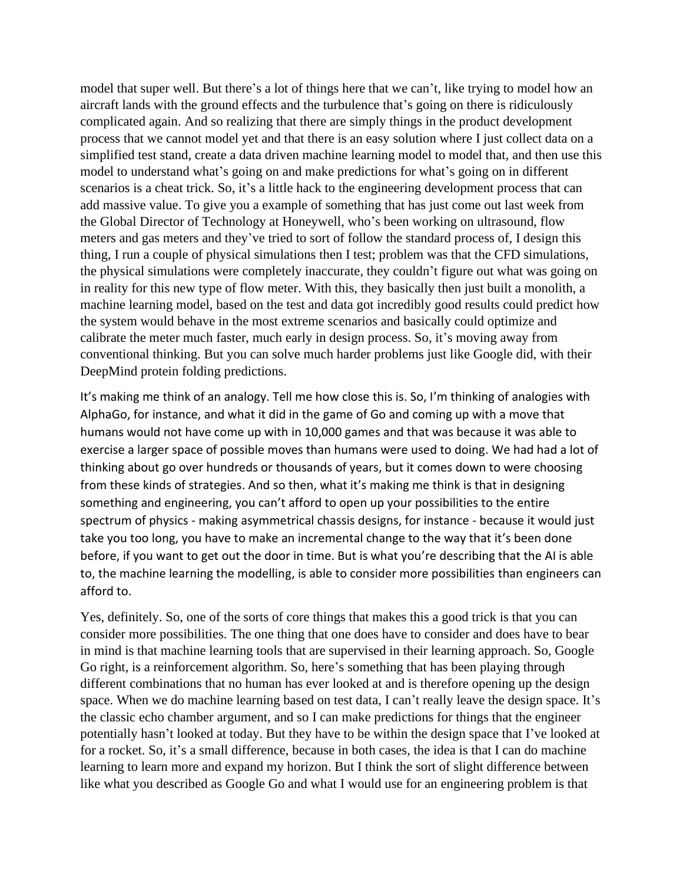model that super well. But there's a lot of things here that we can't, like trying to model how an aircraft lands with the ground effects and the turbulence that's going on there is ridiculously complicated again. And so realizing that there are simply things in the product development process that we cannot model yet and that there is an easy solution where I just collect data on a simplified test stand, create a data driven machine learning model to model that, and then use this model to understand what's going on and make predictions for what's going on in different scenarios is a cheat trick. So, it's a little hack to the engineering development process that can add massive value. To give you a example of something that has just come out last week from the Global Director of Technology at Honeywell, who's been working on ultrasound, flow meters and gas meters and they've tried to sort of follow the standard process of, I design this thing, I run a couple of physical simulations then I test; problem was that the CFD simulations, the physical simulations were completely inaccurate, they couldn't figure out what was going on in reality for this new type of flow meter. With this, they basically then just built a monolith, a machine learning model, based on the test and data got incredibly good results could predict how the system would behave in the most extreme scenarios and basically could optimize and calibrate the meter much faster, much early in design process. So, it's moving away from conventional thinking. But you can solve much harder problems just like Google did, with their DeepMind protein folding predictions.

It's making me think of an analogy. Tell me how close this is. So, I'm thinking of analogies with AlphaGo, for instance, and what it did in the game of Go and coming up with a move that humans would not have come up with in 10,000 games and that was because it was able to exercise a larger space of possible moves than humans were used to doing. We had had a lot of thinking about go over hundreds or thousands of years, but it comes down to were choosing from these kinds of strategies. And so then, what it's making me think is that in designing something and engineering, you can't afford to open up your possibilities to the entire spectrum of physics - making asymmetrical chassis designs, for instance - because it would just take you too long, you have to make an incremental change to the way that it's been done before, if you want to get out the door in time. But is what you're describing that the AI is able to, the machine learning the modelling, is able to consider more possibilities than engineers can afford to.

Yes, definitely. So, one of the sorts of core things that makes this a good trick is that you can consider more possibilities. The one thing that one does have to consider and does have to bear in mind is that machine learning tools that are supervised in their learning approach. So, Google Go right, is a reinforcement algorithm. So, here's something that has been playing through different combinations that no human has ever looked at and is therefore opening up the design space. When we do machine learning based on test data, I can't really leave the design space. It's the classic echo chamber argument, and so I can make predictions for things that the engineer potentially hasn't looked at today. But they have to be within the design space that I've looked at for a rocket. So, it's a small difference, because in both cases, the idea is that I can do machine learning to learn more and expand my horizon. But I think the sort of slight difference between like what you described as Google Go and what I would use for an engineering problem is that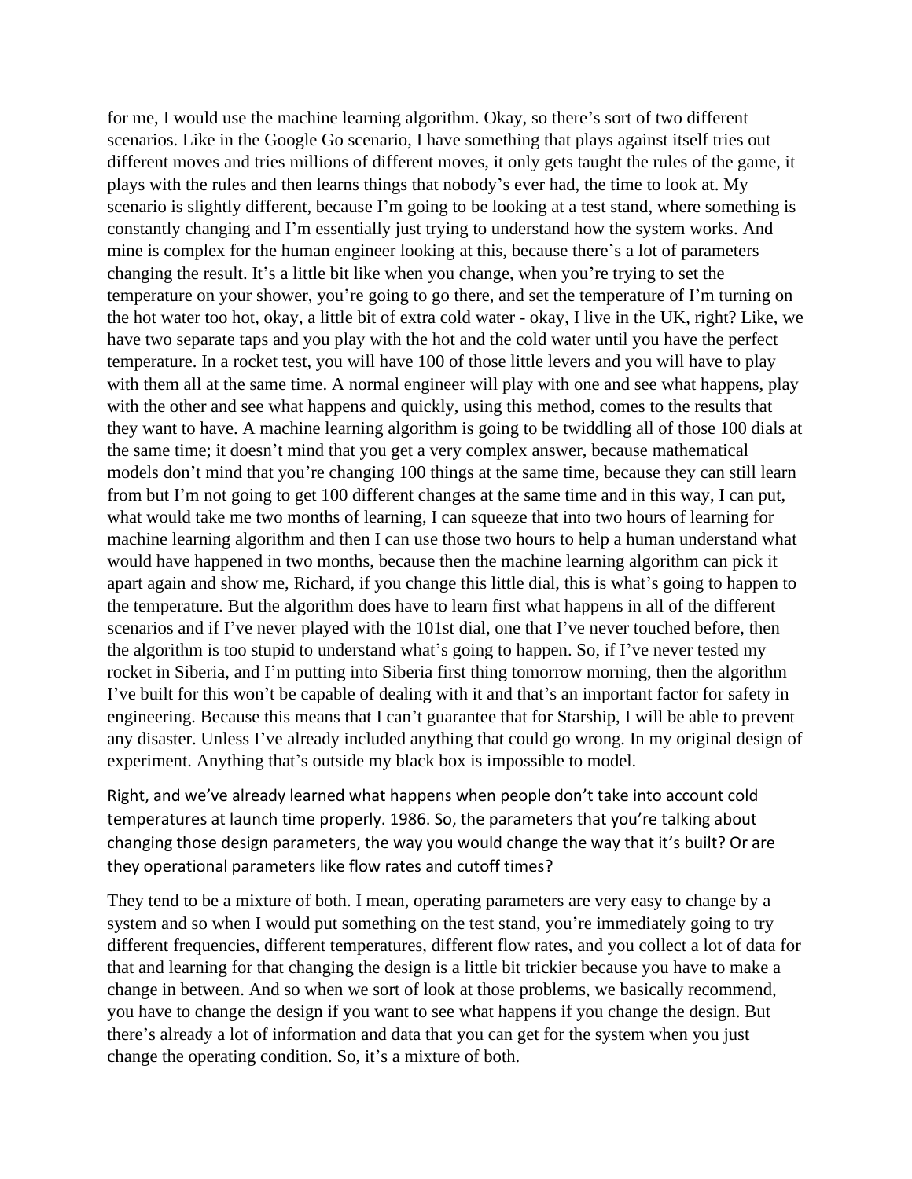for me, I would use the machine learning algorithm. Okay, so there's sort of two different scenarios. Like in the Google Go scenario, I have something that plays against itself tries out different moves and tries millions of different moves, it only gets taught the rules of the game, it plays with the rules and then learns things that nobody's ever had, the time to look at. My scenario is slightly different, because I'm going to be looking at a test stand, where something is constantly changing and I'm essentially just trying to understand how the system works. And mine is complex for the human engineer looking at this, because there's a lot of parameters changing the result. It's a little bit like when you change, when you're trying to set the temperature on your shower, you're going to go there, and set the temperature of I'm turning on the hot water too hot, okay, a little bit of extra cold water - okay, I live in the UK, right? Like, we have two separate taps and you play with the hot and the cold water until you have the perfect temperature. In a rocket test, you will have 100 of those little levers and you will have to play with them all at the same time. A normal engineer will play with one and see what happens, play with the other and see what happens and quickly, using this method, comes to the results that they want to have. A machine learning algorithm is going to be twiddling all of those 100 dials at the same time; it doesn't mind that you get a very complex answer, because mathematical models don't mind that you're changing 100 things at the same time, because they can still learn from but I'm not going to get 100 different changes at the same time and in this way, I can put, what would take me two months of learning, I can squeeze that into two hours of learning for machine learning algorithm and then I can use those two hours to help a human understand what would have happened in two months, because then the machine learning algorithm can pick it apart again and show me, Richard, if you change this little dial, this is what's going to happen to the temperature. But the algorithm does have to learn first what happens in all of the different scenarios and if I've never played with the 101st dial, one that I've never touched before, then the algorithm is too stupid to understand what's going to happen. So, if I've never tested my rocket in Siberia, and I'm putting into Siberia first thing tomorrow morning, then the algorithm I've built for this won't be capable of dealing with it and that's an important factor for safety in engineering. Because this means that I can't guarantee that for Starship, I will be able to prevent any disaster. Unless I've already included anything that could go wrong. In my original design of experiment. Anything that's outside my black box is impossible to model.

Right, and we've already learned what happens when people don't take into account cold temperatures at launch time properly. 1986. So, the parameters that you're talking about changing those design parameters, the way you would change the way that it's built? Or are they operational parameters like flow rates and cutoff times?

They tend to be a mixture of both. I mean, operating parameters are very easy to change by a system and so when I would put something on the test stand, you're immediately going to try different frequencies, different temperatures, different flow rates, and you collect a lot of data for that and learning for that changing the design is a little bit trickier because you have to make a change in between. And so when we sort of look at those problems, we basically recommend, you have to change the design if you want to see what happens if you change the design. But there's already a lot of information and data that you can get for the system when you just change the operating condition. So, it's a mixture of both.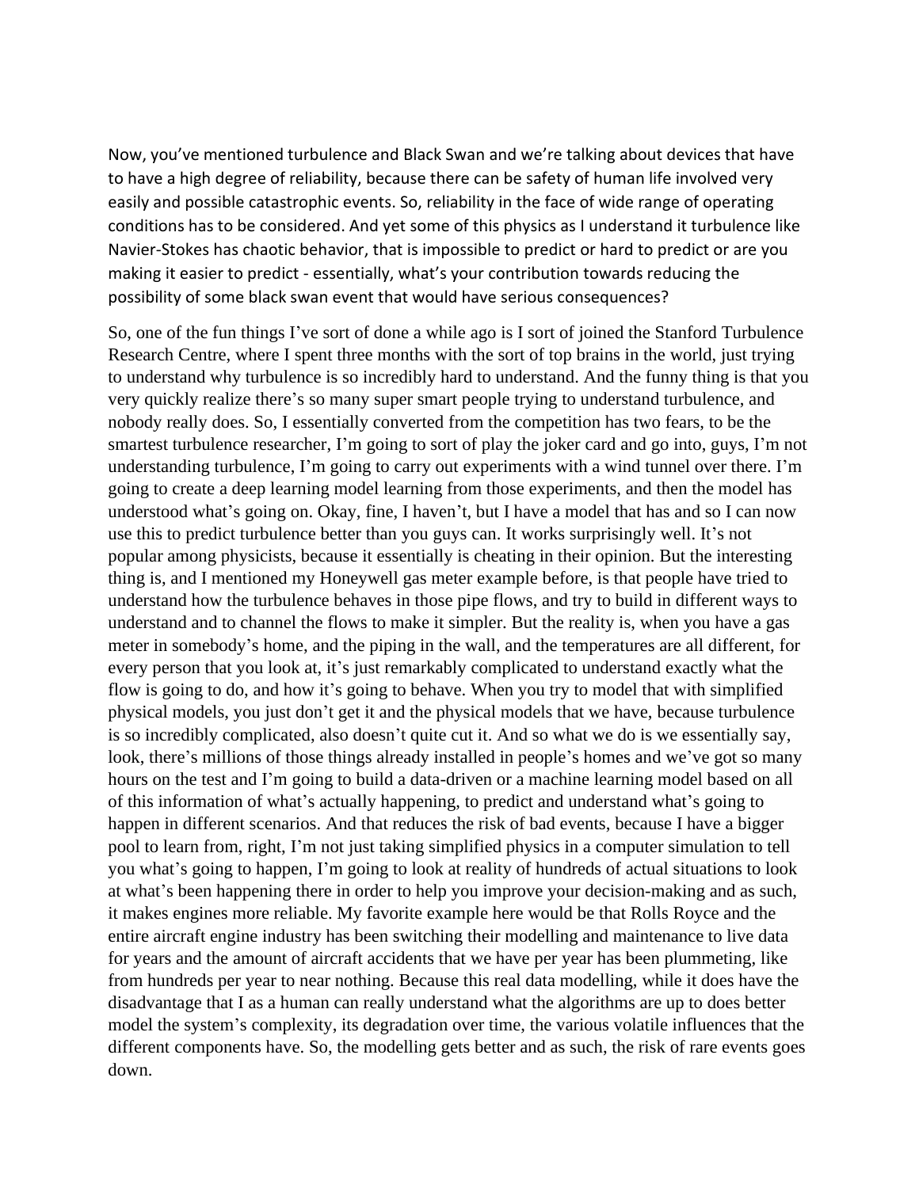Now, you've mentioned turbulence and Black Swan and we're talking about devices that have to have a high degree of reliability, because there can be safety of human life involved very easily and possible catastrophic events. So, reliability in the face of wide range of operating conditions has to be considered. And yet some of this physics as I understand it turbulence like Navier-Stokes has chaotic behavior, that is impossible to predict or hard to predict or are you making it easier to predict - essentially, what's your contribution towards reducing the possibility of some black swan event that would have serious consequences?

So, one of the fun things I've sort of done a while ago is I sort of joined the Stanford Turbulence Research Centre, where I spent three months with the sort of top brains in the world, just trying to understand why turbulence is so incredibly hard to understand. And the funny thing is that you very quickly realize there's so many super smart people trying to understand turbulence, and nobody really does. So, I essentially converted from the competition has two fears, to be the smartest turbulence researcher, I'm going to sort of play the joker card and go into, guys, I'm not understanding turbulence, I'm going to carry out experiments with a wind tunnel over there. I'm going to create a deep learning model learning from those experiments, and then the model has understood what's going on. Okay, fine, I haven't, but I have a model that has and so I can now use this to predict turbulence better than you guys can. It works surprisingly well. It's not popular among physicists, because it essentially is cheating in their opinion. But the interesting thing is, and I mentioned my Honeywell gas meter example before, is that people have tried to understand how the turbulence behaves in those pipe flows, and try to build in different ways to understand and to channel the flows to make it simpler. But the reality is, when you have a gas meter in somebody's home, and the piping in the wall, and the temperatures are all different, for every person that you look at, it's just remarkably complicated to understand exactly what the flow is going to do, and how it's going to behave. When you try to model that with simplified physical models, you just don't get it and the physical models that we have, because turbulence is so incredibly complicated, also doesn't quite cut it. And so what we do is we essentially say, look, there's millions of those things already installed in people's homes and we've got so many hours on the test and I'm going to build a data-driven or a machine learning model based on all of this information of what's actually happening, to predict and understand what's going to happen in different scenarios. And that reduces the risk of bad events, because I have a bigger pool to learn from, right, I'm not just taking simplified physics in a computer simulation to tell you what's going to happen, I'm going to look at reality of hundreds of actual situations to look at what's been happening there in order to help you improve your decision-making and as such, it makes engines more reliable. My favorite example here would be that Rolls Royce and the entire aircraft engine industry has been switching their modelling and maintenance to live data for years and the amount of aircraft accidents that we have per year has been plummeting, like from hundreds per year to near nothing. Because this real data modelling, while it does have the disadvantage that I as a human can really understand what the algorithms are up to does better model the system's complexity, its degradation over time, the various volatile influences that the different components have. So, the modelling gets better and as such, the risk of rare events goes down.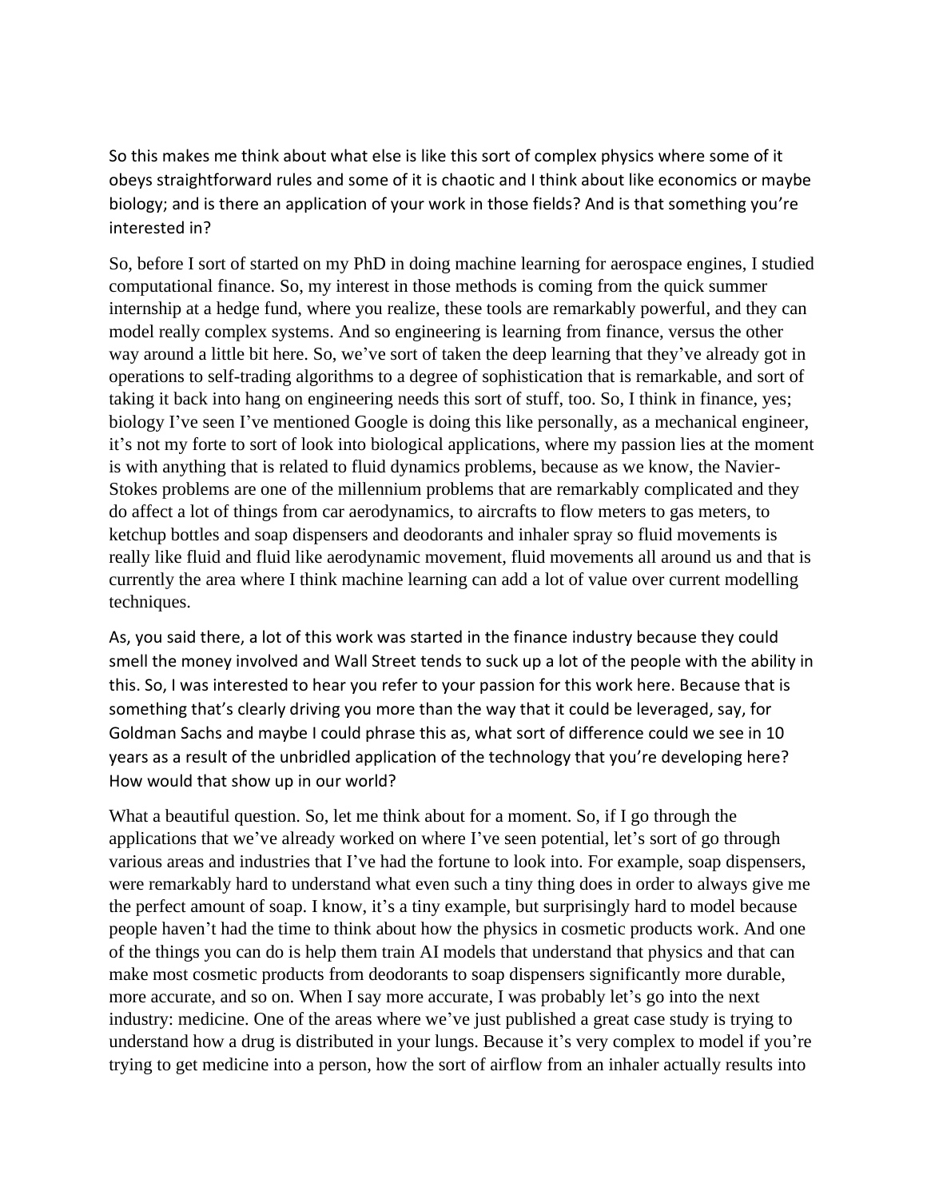So this makes me think about what else is like this sort of complex physics where some of it obeys straightforward rules and some of it is chaotic and I think about like economics or maybe biology; and is there an application of your work in those fields? And is that something you're interested in?

So, before I sort of started on my PhD in doing machine learning for aerospace engines, I studied computational finance. So, my interest in those methods is coming from the quick summer internship at a hedge fund, where you realize, these tools are remarkably powerful, and they can model really complex systems. And so engineering is learning from finance, versus the other way around a little bit here. So, we've sort of taken the deep learning that they've already got in operations to self-trading algorithms to a degree of sophistication that is remarkable, and sort of taking it back into hang on engineering needs this sort of stuff, too. So, I think in finance, yes; biology I've seen I've mentioned Google is doing this like personally, as a mechanical engineer, it's not my forte to sort of look into biological applications, where my passion lies at the moment is with anything that is related to fluid dynamics problems, because as we know, the Navier-Stokes problems are one of the millennium problems that are remarkably complicated and they do affect a lot of things from car aerodynamics, to aircrafts to flow meters to gas meters, to ketchup bottles and soap dispensers and deodorants and inhaler spray so fluid movements is really like fluid and fluid like aerodynamic movement, fluid movements all around us and that is currently the area where I think machine learning can add a lot of value over current modelling techniques.

As, you said there, a lot of this work was started in the finance industry because they could smell the money involved and Wall Street tends to suck up a lot of the people with the ability in this. So, I was interested to hear you refer to your passion for this work here. Because that is something that's clearly driving you more than the way that it could be leveraged, say, for Goldman Sachs and maybe I could phrase this as, what sort of difference could we see in 10 years as a result of the unbridled application of the technology that you're developing here? How would that show up in our world?

What a beautiful question. So, let me think about for a moment. So, if I go through the applications that we've already worked on where I've seen potential, let's sort of go through various areas and industries that I've had the fortune to look into. For example, soap dispensers, were remarkably hard to understand what even such a tiny thing does in order to always give me the perfect amount of soap. I know, it's a tiny example, but surprisingly hard to model because people haven't had the time to think about how the physics in cosmetic products work. And one of the things you can do is help them train AI models that understand that physics and that can make most cosmetic products from deodorants to soap dispensers significantly more durable, more accurate, and so on. When I say more accurate, I was probably let's go into the next industry: medicine. One of the areas where we've just published a great case study is trying to understand how a drug is distributed in your lungs. Because it's very complex to model if you're trying to get medicine into a person, how the sort of airflow from an inhaler actually results into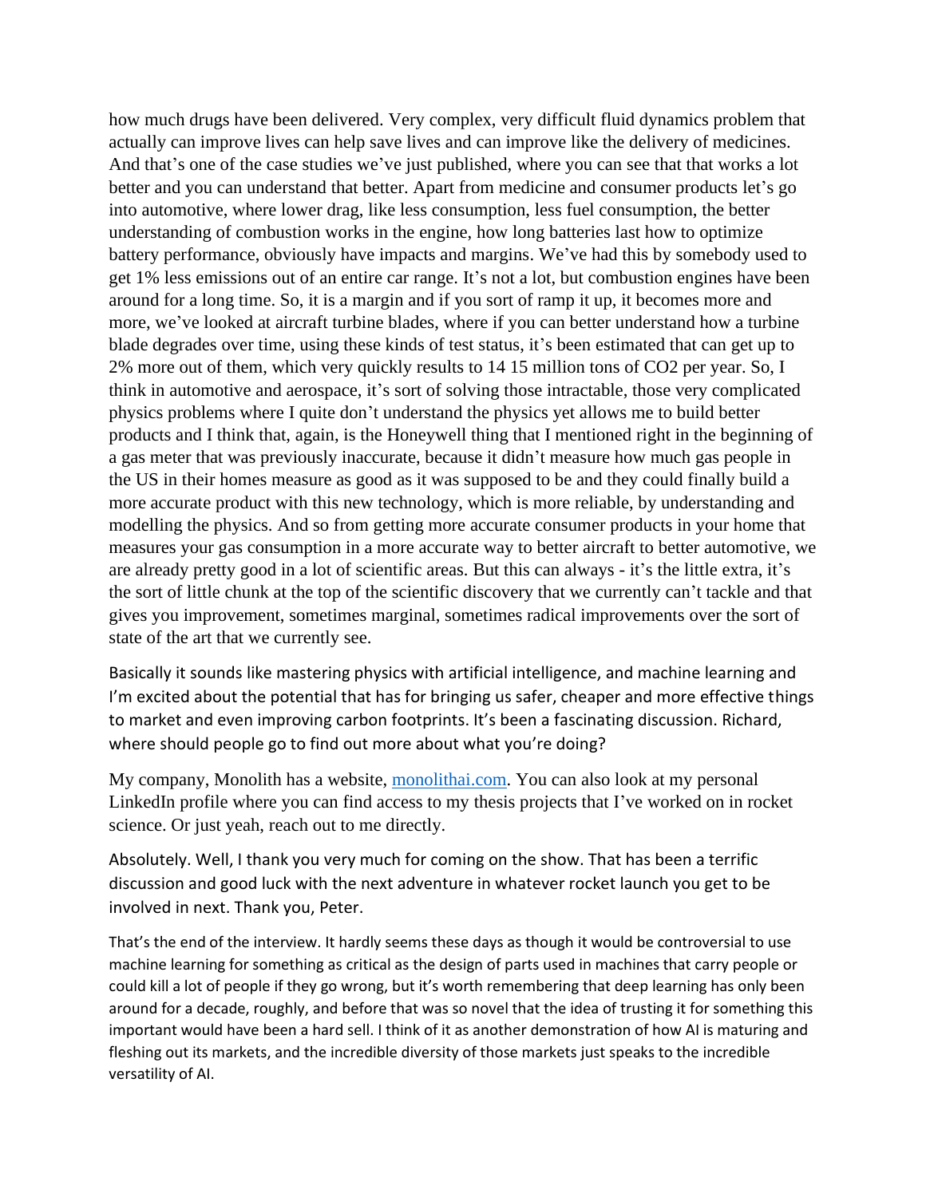how much drugs have been delivered. Very complex, very difficult fluid dynamics problem that actually can improve lives can help save lives and can improve like the delivery of medicines. And that's one of the case studies we've just published, where you can see that that works a lot better and you can understand that better. Apart from medicine and consumer products let's go into automotive, where lower drag, like less consumption, less fuel consumption, the better understanding of combustion works in the engine, how long batteries last how to optimize battery performance, obviously have impacts and margins. We've had this by somebody used to get 1% less emissions out of an entire car range. It's not a lot, but combustion engines have been around for a long time. So, it is a margin and if you sort of ramp it up, it becomes more and more, we've looked at aircraft turbine blades, where if you can better understand how a turbine blade degrades over time, using these kinds of test status, it's been estimated that can get up to 2% more out of them, which very quickly results to 14 15 million tons of $CO_2$ per year. So, I think in automotive and aerospace, it's sort of solving those intractable, those very complicated physics problems where I quite don't understand the physics yet allows me to build better products and I think that, again, is the Honeywell thing that I mentioned right in the beginning of a gas meter that was previously inaccurate, because it didn't measure how much gas people in the US in their homes measure as good as it was supposed to be and they could finally build a more accurate product with this new technology, which is more reliable, by understanding and modelling the physics. And so from getting more accurate consumer products in your home that measures your gas consumption in a more accurate way to better aircraft to better automotive, we are already pretty good in a lot of scientific areas. But this can always - it's the little extra, it's the sort of little chunk at the top of the scientific discovery that we currently can't tackle and that gives you improvement, sometimes marginal, sometimes radical improvements over the sort of state of the art that we currently see.

Basically it sounds like mastering physics with artificial intelligence, and machine learning and I'm excited about the potential that has for bringing us safer, cheaper and more effective things to market and even improving carbon footprints. It's been a fascinating discussion. Richard, where should people go to find out more about what you're doing?

My company, Monolith has a website, [monolithai.com](monolithai.com). You can also look at my personal LinkedIn profile where you can find access to my thesis projects that I've worked on in rocket science. Or just yeah, reach out to me directly.

Absolutely. Well, I thank you very much for coming on the show. That has been a terrific discussion and good luck with the next adventure in whatever rocket launch you get to be involved in next. Thank you, Peter.

That's the end of the interview. It hardly seems these days as though it would be controversial to use machine learning for something as critical as the design of parts used in machines that carry people or could kill a lot of people if they go wrong, but it's worth remembering that deep learning has only been around for a decade, roughly, and before that was so novel that the idea of trusting it for something this important would have been a hard sell. I think of it as another demonstration of how AI is maturing and fleshing out its markets, and the incredible diversity of those markets just speaks to the incredible versatility of AI.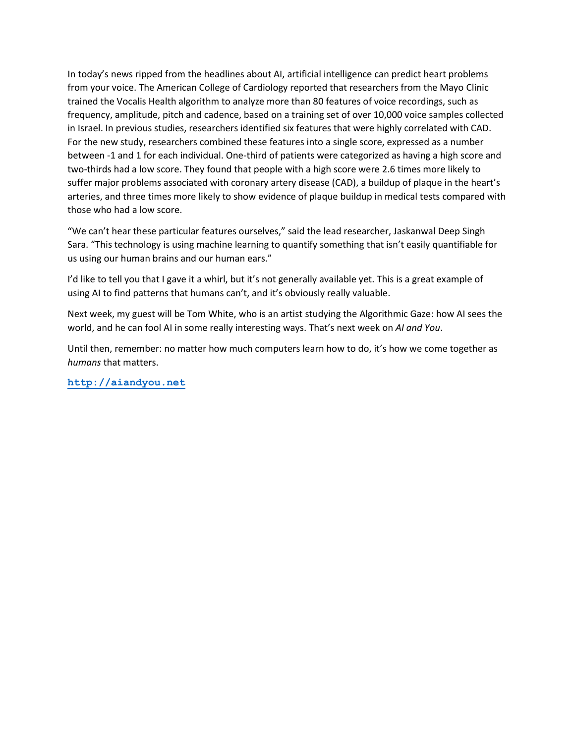In today's news ripped from the headlines about AI, artificial intelligence can predict heart problems from your voice. The American College of Cardiology reported that researchers from the Mayo Clinic trained the Vocalis Health algorithm to analyze more than 80 features of voice recordings, such as frequency, amplitude, pitch and cadence, based on a training set of over 10,000 voice samples collected in Israel. In previous studies, researchers identified six features that were highly correlated with CAD. For the new study, researchers combined these features into a single score, expressed as a number between -1 and 1 for each individual. One-third of patients were categorized as having a high score and two-thirds had a low score. They found that people with a high score were 2.6 times more likely to suffer major problems associated with coronary artery disease (CAD), a buildup of plaque in the heart's arteries, and three times more likely to show evidence of plaque buildup in medical tests compared with those who had a low score.

"We can't hear these particular features ourselves," said the lead researcher, Jaskanwal Deep Singh Sara. "This technology is using machine learning to quantify something that isn't easily quantifiable for us using our human brains and our human ears."

I'd like to tell you that I gave it a whirl, but it's not generally available yet. This is a great example of using AI to find patterns that humans can't, and it's obviously really valuable.

Next week, my guest will be Tom White, who is an artist studying the Algorithmic Gaze: how AI sees the world, and he can fool AI in some really interesting ways. That's next week on *AI and You*.

Until then, remember: no matter how much computers learn how to do, it's how we come together as *humans* that matters.

**http://aiandyou.net**